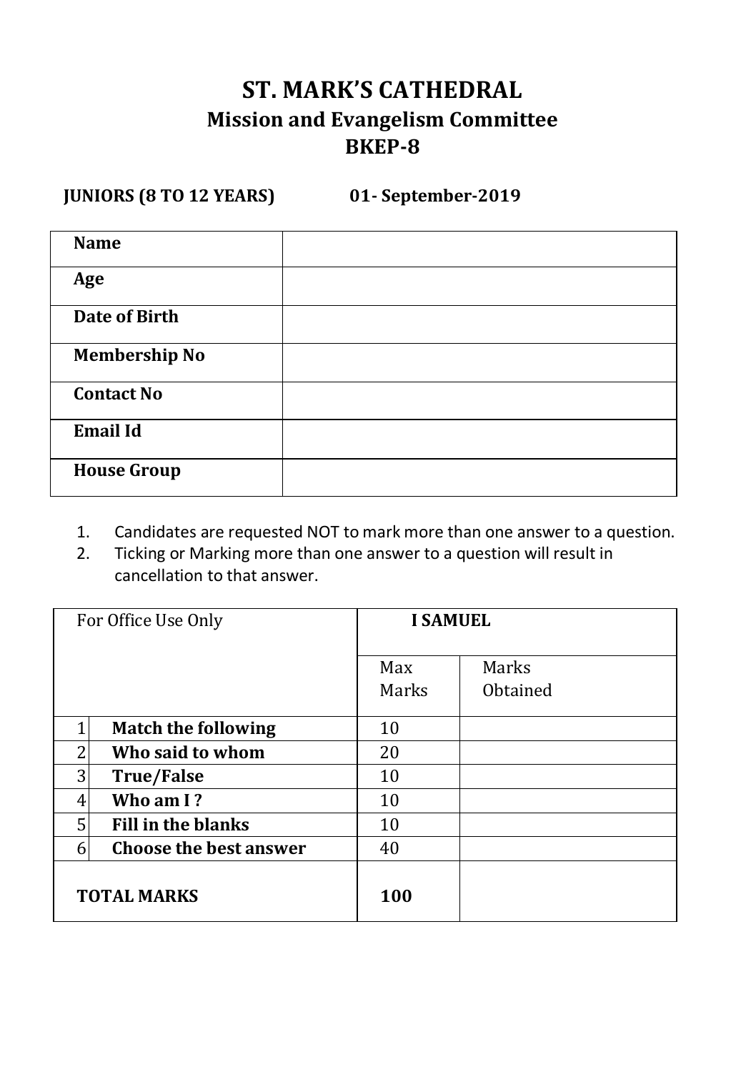# ST. MARK'S CATHEDRAL

## Mission and Evangelism Committee

## BKEP-8

**JUNIORS (8 TO 12 YEARS)** **01- September-2019**

| **Name** | |
|---|---|
| **Age** | |
| **Date of Birth** | |
| **Membership No** | |
| **Contact No** | |
| **Email Id** | |
| **House Group** | |

1. Candidates are requested NOT to mark more than one answer to a question.
2. Ticking or Marking more than one answer to a question will result in cancellation to that answer.

| For Office Use Only | | **I SAMUEL** | |
|---|---|---|---|
| | | Max Marks | Marks Obtained |
| 1 | **Match the following** | 10 | |
| 2 | **Who said to whom** | 20 | |
| 3 | **True/False** | 10 | |
| 4 | **Who am I ?** | 10 | |
| 5 | **Fill in the blanks** | 10 | |
| 6 | **Choose the best answer** | 40 | |
| **TOTAL MARKS** | | **100** | |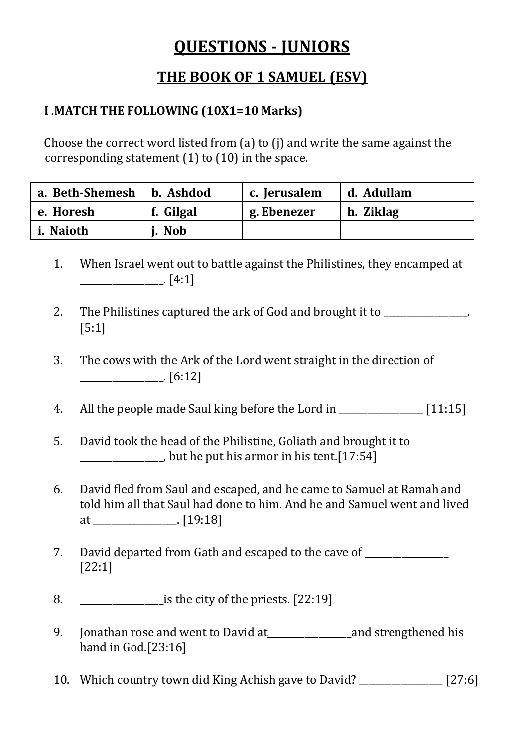# QUESTIONS - JUNIORS

## THE BOOK OF 1 SAMUEL (ESV)

### I .MATCH THE FOLLOWING (10X1=10 Marks)

Choose the correct word listed from (a) to (j) and write the same against the corresponding statement (1) to (10) in the space.

| a. Beth-Shemesh | b. Ashdod | c. Jerusalem | d. Adullam |
|---|---|---|---|
| e. Horesh | f. Gilgal | g. Ebenezer | h. Ziklag |
| i. Naioth | j. Nob | | |

1. When Israel went out to battle against the Philistines, they encamped at _________________. [4:1]

2. The Philistines captured the ark of God and brought it to _________________. [5:1]

3. The cows with the Ark of the Lord went straight in the direction of _________________. [6:12]

4. All the people made Saul king before the Lord in _________________ [11:15]

5. David took the head of the Philistine, Goliath and brought it to _________________, but he put his armor in his tent.[17:54]

6. David fled from Saul and escaped, and he came to Samuel at Ramah and told him all that Saul had done to him. And he and Samuel went and lived at _________________. [19:18]

7. David departed from Gath and escaped to the cave of _________________ [22:1]

8. _________________is the city of the priests. [22:19]

9. Jonathan rose and went to David at_________________and strengthened his hand in God.[23:16]

10. Which country town did King Achish gave to David? _________________ [27:6]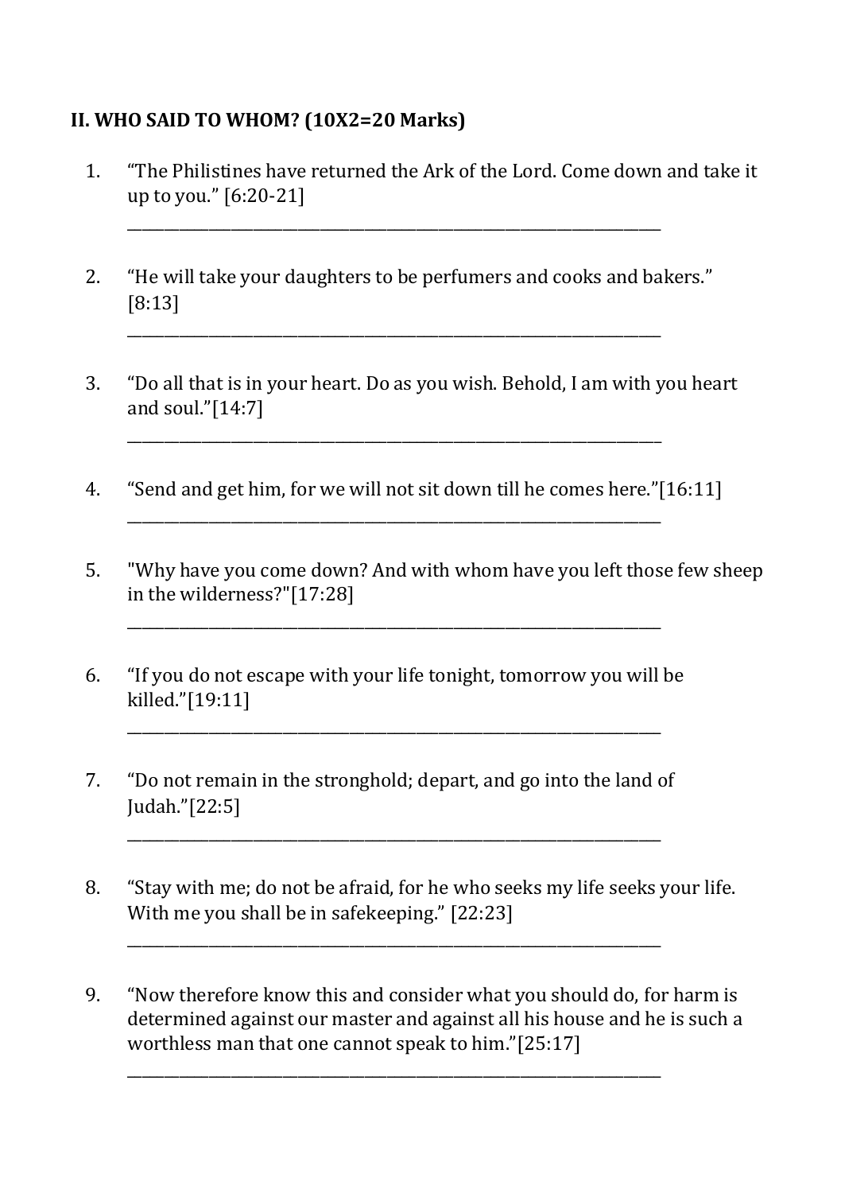**II. WHO SAID TO WHOM? (10X2=20 Marks)**

1. “The Philistines have returned the Ark of the Lord. Come down and take it up to you.” [6:20-21]

   ______________________________________________________________________

2. “He will take your daughters to be perfumers and cooks and bakers.” [8:13]

   ______________________________________________________________________

3. “Do all that is in your heart. Do as you wish. Behold, I am with you heart and soul.”[14:7]

   ______________________________________________________________________

4. “Send and get him, for we will not sit down till he comes here.”[16:11]

   ______________________________________________________________________

5. "Why have you come down? And with whom have you left those few sheep in the wilderness?"[17:28]

   ______________________________________________________________________

6. “If you do not escape with your life tonight, tomorrow you will be killed.”[19:11]

   ______________________________________________________________________

7. “Do not remain in the stronghold; depart, and go into the land of Judah.”[22:5]

   ______________________________________________________________________

8. “Stay with me; do not be afraid, for he who seeks my life seeks your life. With me you shall be in safekeeping.” [22:23]

   ______________________________________________________________________

9. “Now therefore know this and consider what you should do, for harm is determined against our master and against all his house and he is such a worthless man that one cannot speak to him.”[25:17]

   ______________________________________________________________________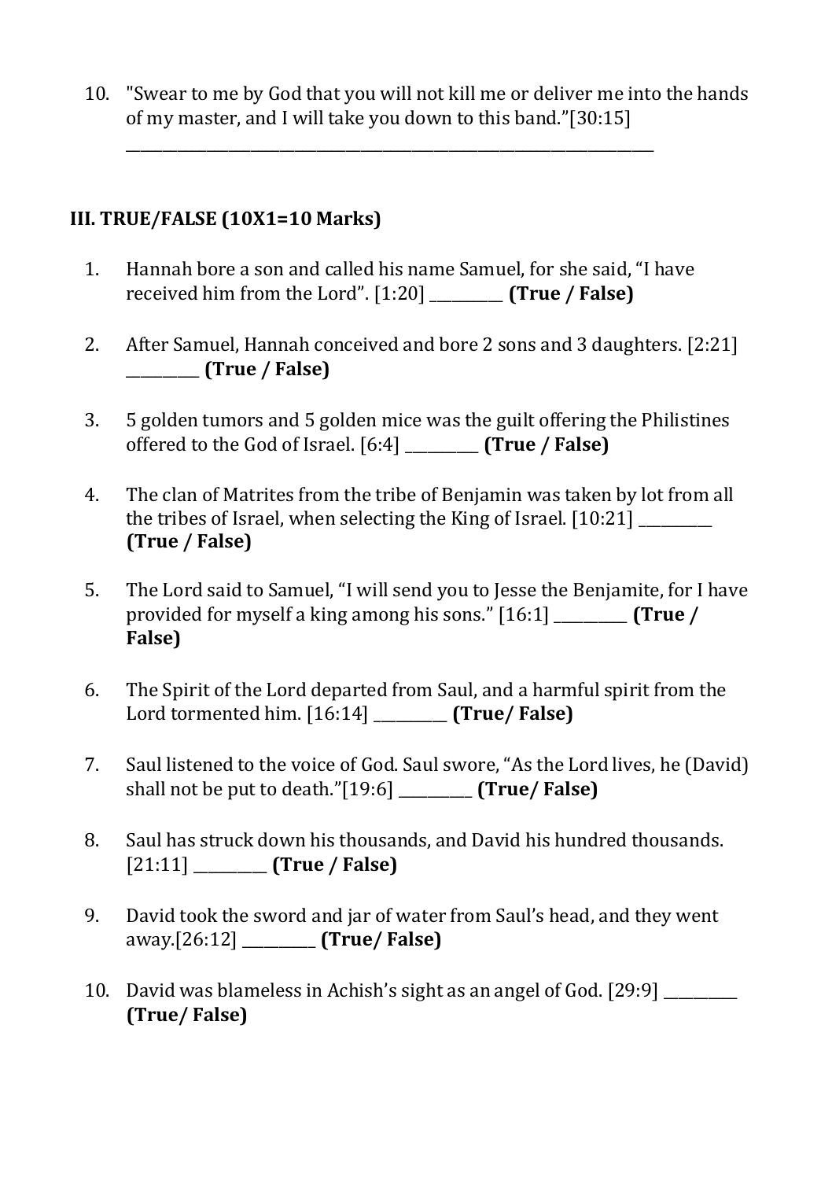10. "Swear to me by God that you will not kill me or deliver me into the hands of my master, and I will take you down to this band."[30:15]
    ________________________________________________________________

### III. TRUE/FALSE (10X1=10 Marks)

1. Hannah bore a son and called his name Samuel, for she said, "I have received him from the Lord". [1:20] _________ **(True / False)**

2. After Samuel, Hannah conceived and bore 2 sons and 3 daughters. [2:21] _________ **(True / False)**

3. 5 golden tumors and 5 golden mice was the guilt offering the Philistines offered to the God of Israel. [6:4] _________ **(True / False)**

4. The clan of Matrites from the tribe of Benjamin was taken by lot from all the tribes of Israel, when selecting the King of Israel. [10:21] _________ **(True / False)**

5. The Lord said to Samuel, "I will send you to Jesse the Benjamite, for I have provided for myself a king among his sons." [16:1] _________ **(True / False)**

6. The Spirit of the Lord departed from Saul, and a harmful spirit from the Lord tormented him. [16:14] _________ **(True/ False)**

7. Saul listened to the voice of God. Saul swore, "As the Lord lives, he (David) shall not be put to death."[19:6] _________ **(True/ False)**

8. Saul has struck down his thousands, and David his hundred thousands. [21:11] _________ **(True / False)**

9. David took the sword and jar of water from Saul's head, and they went away.[26:12] _________ **(True/ False)**

10. David was blameless in Achish's sight as an angel of God. [29:9] _________ **(True/ False)**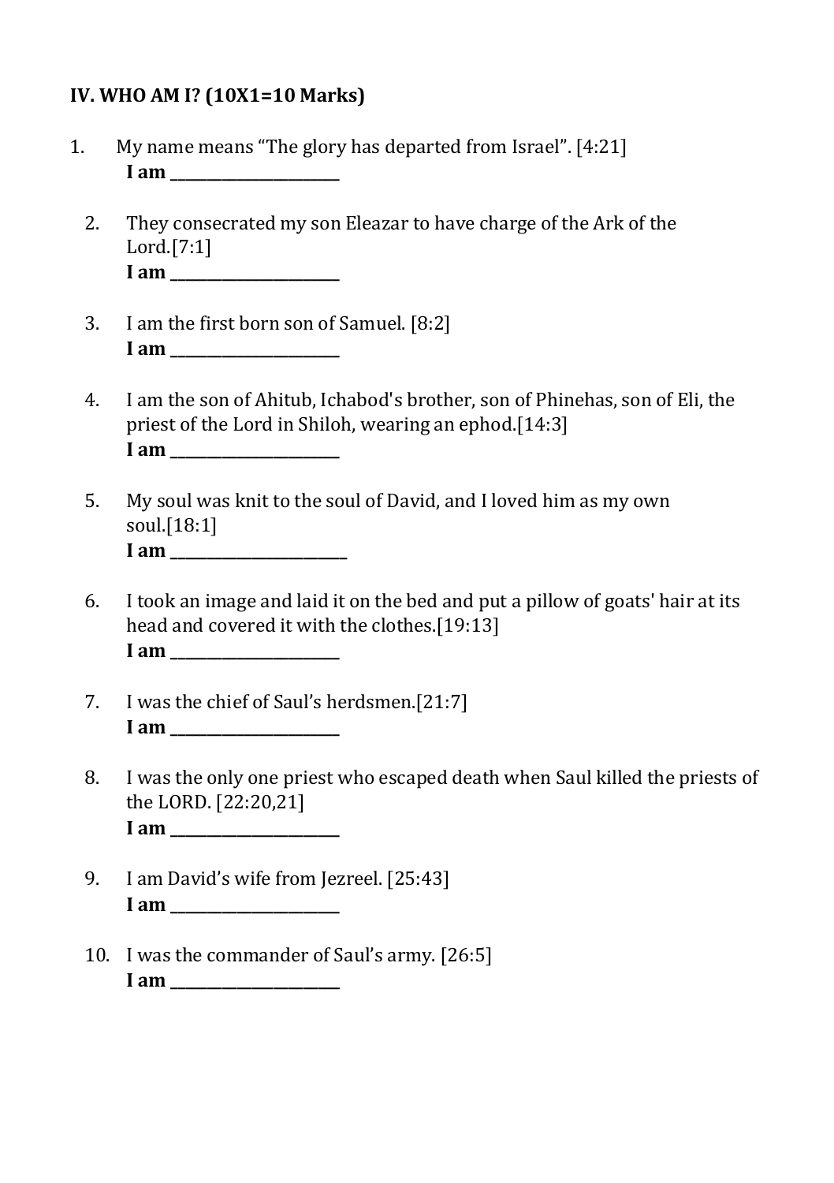**IV. WHO AM I? (10X1=10 Marks)**

1. My name means "The glory has departed from Israel". [4:21]
   **I am ______________________**

2. They consecrated my son Eleazar to have charge of the Ark of the Lord.[7:1]
   **I am ______________________**

3. I am the first born son of Samuel. [8:2]
   **I am ______________________**

4. I am the son of Ahitub, Ichabod's brother, son of Phinehas, son of Eli, the priest of the Lord in Shiloh, wearing an ephod.[14:3]
   **I am ______________________**

5. My soul was knit to the soul of David, and I loved him as my own soul.[18:1]
   **I am ______________________**

6. I took an image and laid it on the bed and put a pillow of goats' hair at its head and covered it with the clothes.[19:13]
   **I am ______________________**

7. I was the chief of Saul's herdsmen.[21:7]
   **I am ______________________**

8. I was the only one priest who escaped death when Saul killed the priests of the LORD. [22:20,21]
   **I am ______________________**

9. I am David's wife from Jezreel. [25:43]
   **I am ______________________**

10. I was the commander of Saul's army. [26:5]
    **I am ______________________**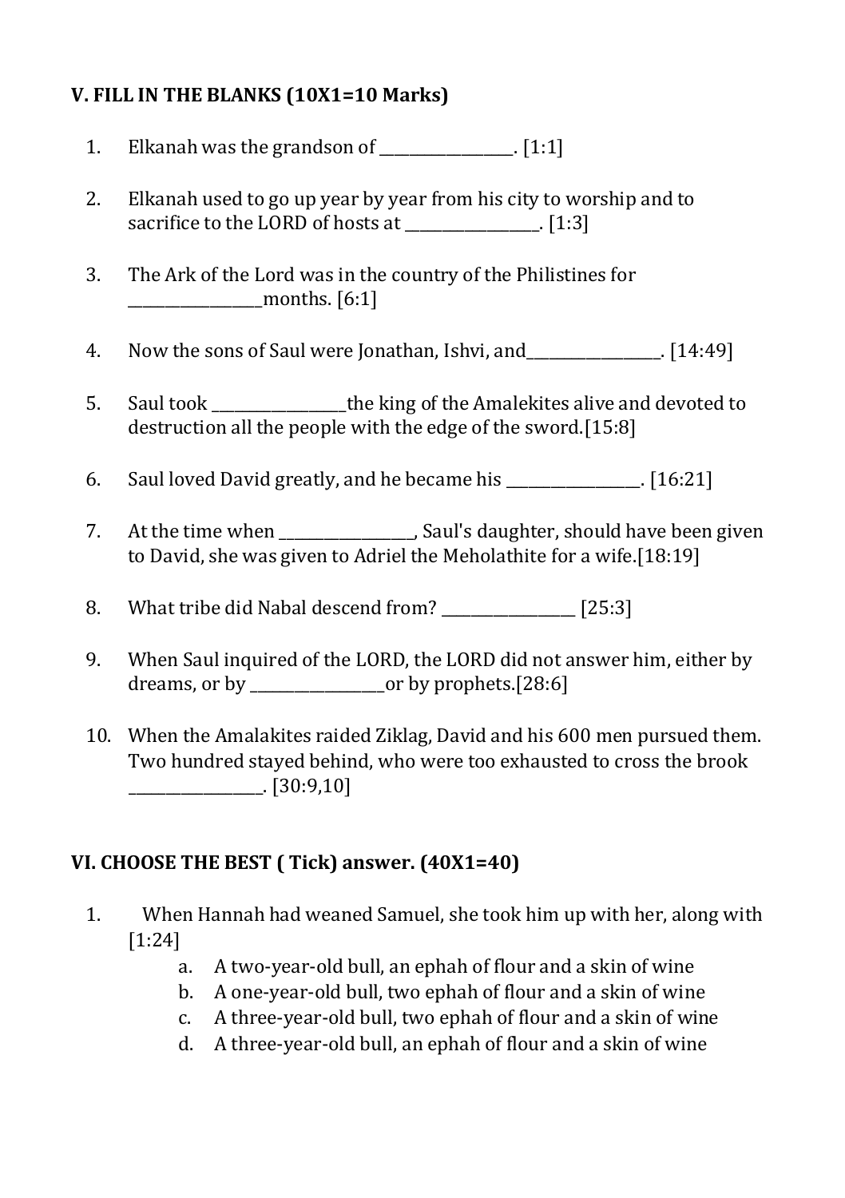## V. FILL IN THE BLANKS (10X1=10 Marks)

1. Elkanah was the grandson of _________________. [1:1]

2. Elkanah used to go up year by year from his city to worship and to sacrifice to the LORD of hosts at _________________. [1:3]

3. The Ark of the Lord was in the country of the Philistines for _________________months. [6:1]

4. Now the sons of Saul were Jonathan, Ishvi, and_________________. [14:49]

5. Saul took _________________the king of the Amalekites alive and devoted to destruction all the people with the edge of the sword.[15:8]

6. Saul loved David greatly, and he became his _________________. [16:21]

7. At the time when _________________, Saul's daughter, should have been given to David, she was given to Adriel the Meholathite for a wife.[18:19]

8. What tribe did Nabal descend from? _________________ [25:3]

9. When Saul inquired of the LORD, the LORD did not answer him, either by dreams, or by _________________or by prophets.[28:6]

10. When the Amalakites raided Ziklag, David and his 600 men pursued them. Two hundred stayed behind, who were too exhausted to cross the brook _________________. [30:9,10]

## VI. CHOOSE THE BEST ( Tick) answer. (40X1=40)

1. When Hannah had weaned Samuel, she took him up with her, along with [1:24]
   a. A two-year-old bull, an ephah of flour and a skin of wine
   b. A one-year-old bull, two ephah of flour and a skin of wine
   c. A three-year-old bull, two ephah of flour and a skin of wine
   d. A three-year-old bull, an ephah of flour and a skin of wine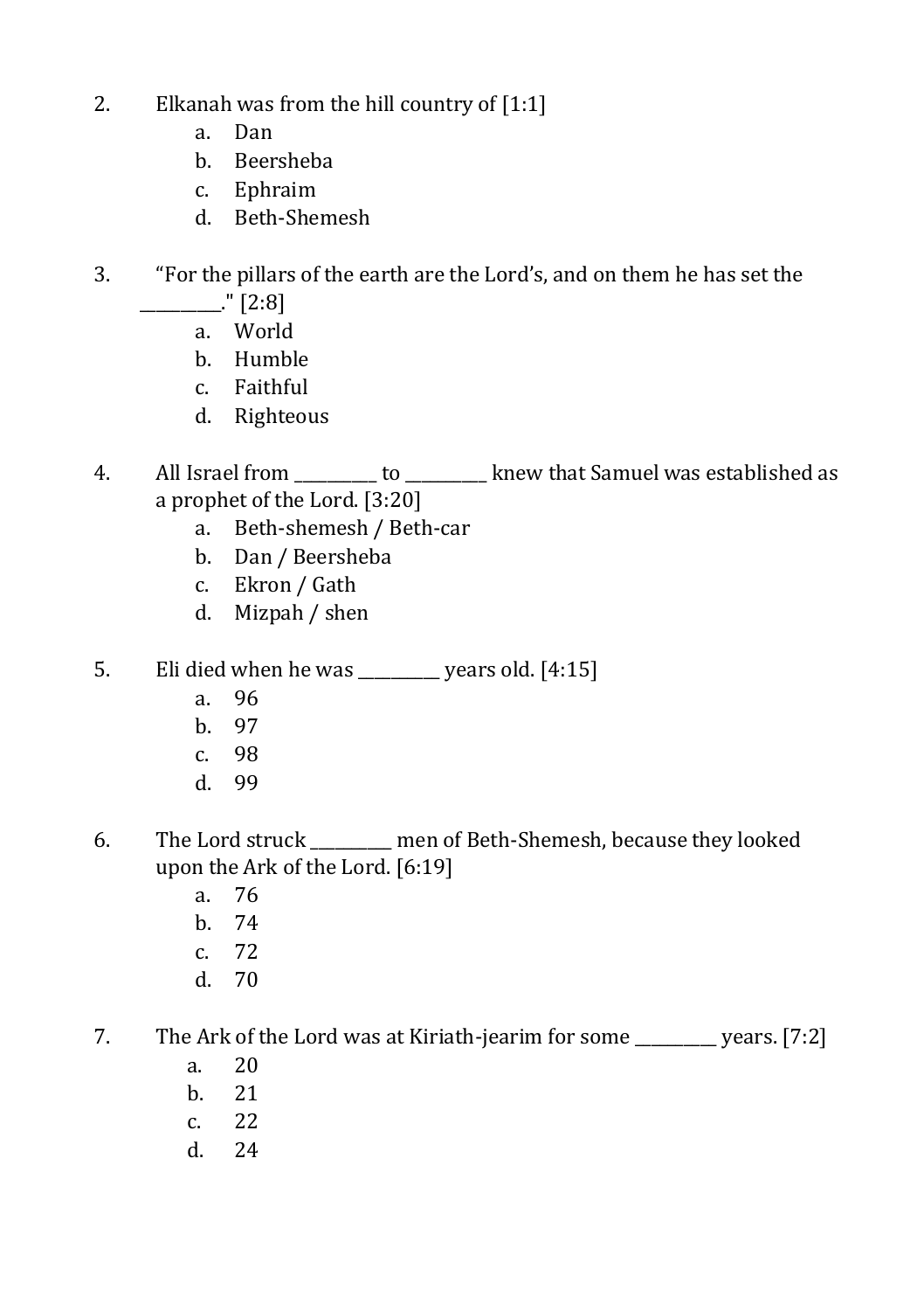2. Elkanah was from the hill country of [1:1]
   a. Dan
   b. Beersheba
   c. Ephraim
   d. Beth-Shemesh

3. "For the pillars of the earth are the Lord's, and on them he has set the _________." [2:8]
   a. World
   b. Humble
   c. Faithful
   d. Righteous

4. All Israel from __________ to __________ knew that Samuel was established as a prophet of the Lord. [3:20]
   a. Beth-shemesh / Beth-car
   b. Dan / Beersheba
   c. Ekron / Gath
   d. Mizpah / shen

5. Eli died when he was __________ years old. [4:15]
   a. 96
   b. 97
   c. 98
   d. 99

6. The Lord struck __________ men of Beth-Shemesh, because they looked upon the Ark of the Lord. [6:19]
   a. 76
   b. 74
   c. 72
   d. 70

7. The Ark of the Lord was at Kiriath-jearim for some __________ years. [7:2]
   a. 20
   b. 21
   c. 22
   d. 24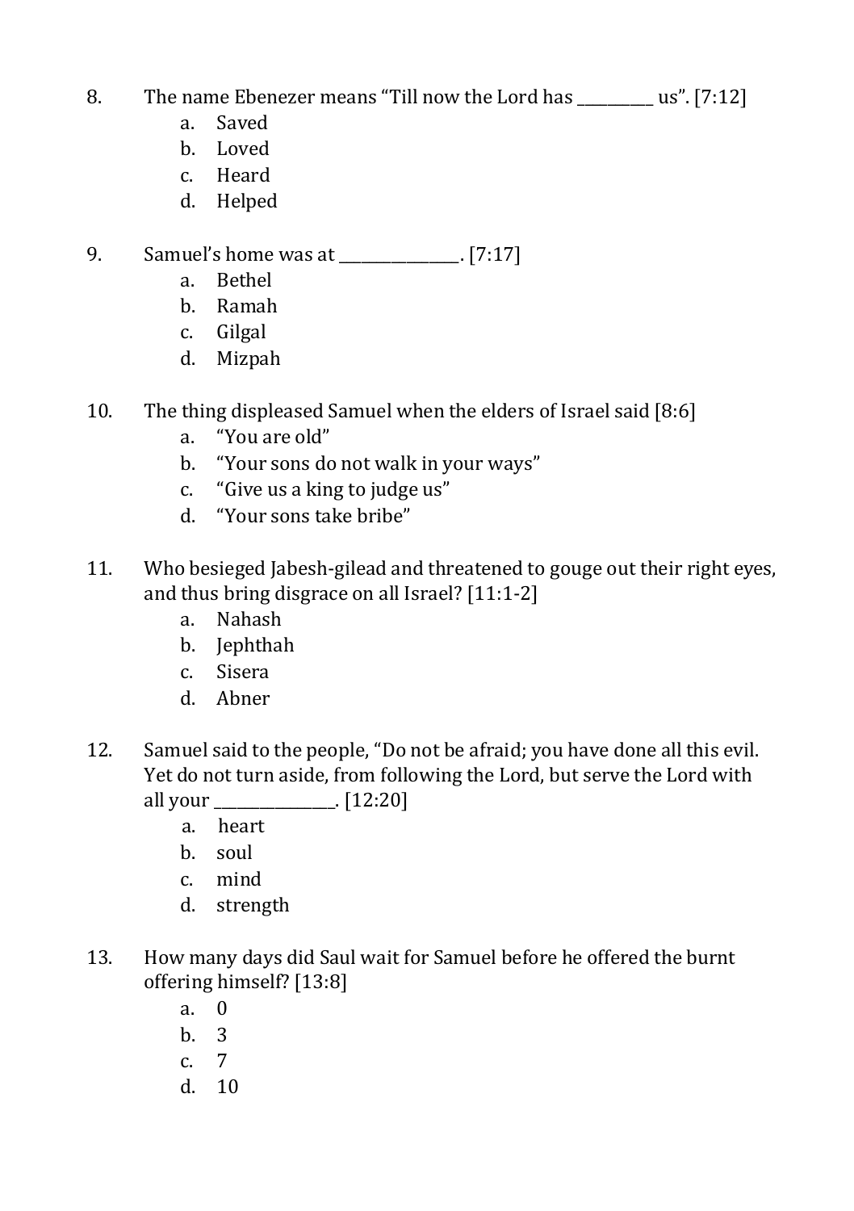8. The name Ebenezer means "Till now the Lord has __________ us". [7:12]
   a. Saved
   b. Loved
   c. Heard
   d. Helped

9. Samuel's home was at ________________. [7:17]
   a. Bethel
   b. Ramah
   c. Gilgal
   d. Mizpah

10. The thing displeased Samuel when the elders of Israel said [8:6]
    a. "You are old"
    b. "Your sons do not walk in your ways"
    c. "Give us a king to judge us"
    d. "Your sons take bribe"

11. Who besieged Jabesh-gilead and threatened to gouge out their right eyes, and thus bring disgrace on all Israel? [11:1-2]
    a. Nahash
    b. Jephthah
    c. Sisera
    d. Abner

12. Samuel said to the people, "Do not be afraid; you have done all this evil. Yet do not turn aside, from following the Lord, but serve the Lord with all your ________________. [12:20]
    a. heart
    b. soul
    c. mind
    d. strength

13. How many days did Saul wait for Samuel before he offered the burnt offering himself? [13:8]
    a. 0
    b. 3
    c. 7
    d. 10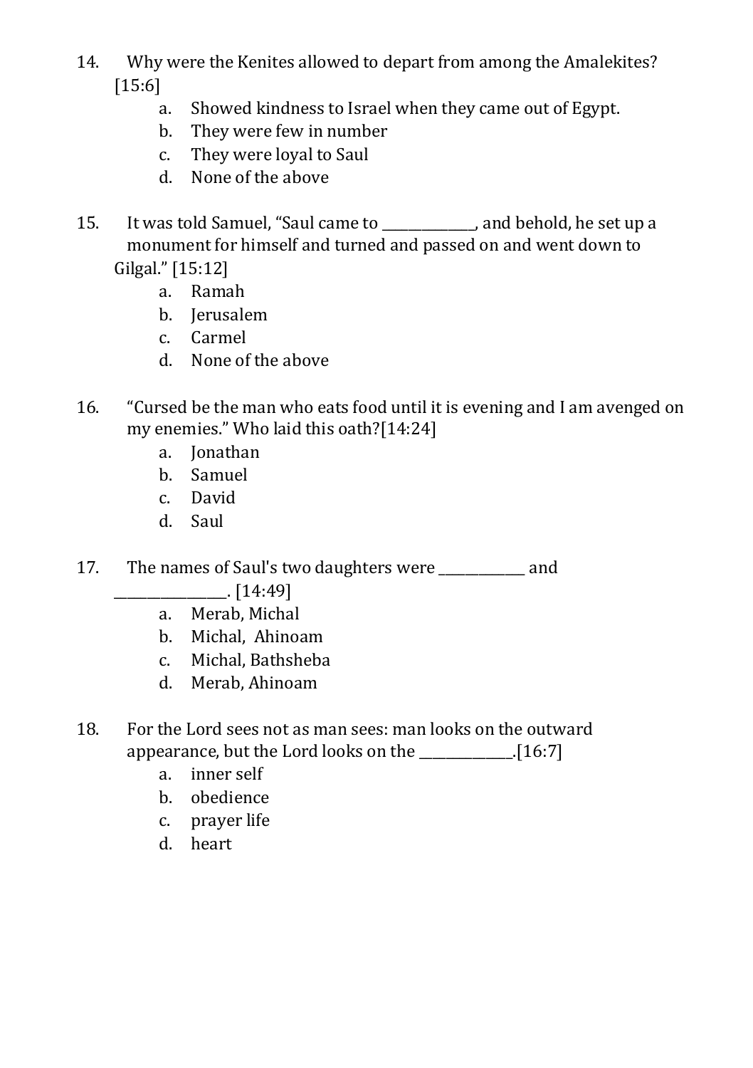14. Why were the Kenites allowed to depart from among the Amalekites? [15:6]
    a. Showed kindness to Israel when they came out of Egypt.
    b. They were few in number
    c. They were loyal to Saul
    d. None of the above

15. It was told Samuel, "Saul came to _____________, and behold, he set up a monument for himself and turned and passed on and went down to Gilgal." [15:12]
    a. Ramah
    b. Jerusalem
    c. Carmel
    d. None of the above

16. "Cursed be the man who eats food until it is evening and I am avenged on my enemies." Who laid this oath?[14:24]
    a. Jonathan
    b. Samuel
    c. David
    d. Saul

17. The names of Saul's two daughters were ____________ and _______________. [14:49]
    a. Merab, Michal
    b. Michal, Ahinoam
    c. Michal, Bathsheba
    d. Merab, Ahinoam

18. For the Lord sees not as man sees: man looks on the outward appearance, but the Lord looks on the _____________.[16:7]
    a. inner self
    b. obedience
    c. prayer life
    d. heart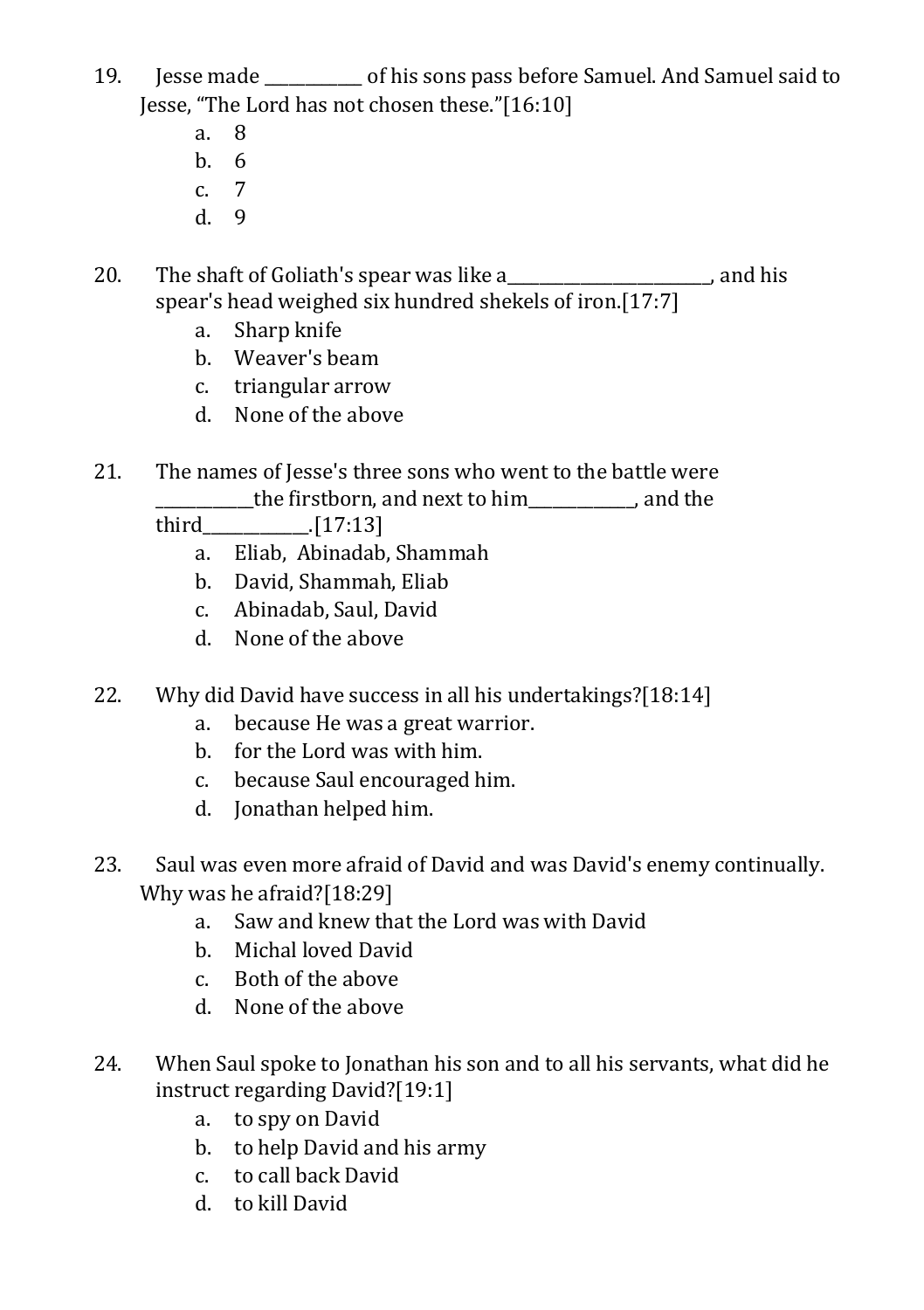19. Jesse made ___________ of his sons pass before Samuel. And Samuel said to Jesse, "The Lord has not chosen these."[16:10]
    a. 8
    b. 6
    c. 7
    d. 9

20. The shaft of Goliath's spear was like a_______________________, and his spear's head weighed six hundred shekels of iron.[17:7]
    a. Sharp knife
    b. Weaver's beam
    c. triangular arrow
    d. None of the above

21. The names of Jesse's three sons who went to the battle were ___________the firstborn, and next to him____________, and the third____________.[17:13]
    a. Eliab, Abinadab, Shammah
    b. David, Shammah, Eliab
    c. Abinadab, Saul, David
    d. None of the above

22. Why did David have success in all his undertakings?[18:14]
    a. because He was a great warrior.
    b. for the Lord was with him.
    c. because Saul encouraged him.
    d. Jonathan helped him.

23. Saul was even more afraid of David and was David's enemy continually. Why was he afraid?[18:29]
    a. Saw and knew that the Lord was with David
    b. Michal loved David
    c. Both of the above
    d. None of the above

24. When Saul spoke to Jonathan his son and to all his servants, what did he instruct regarding David?[19:1]
    a. to spy on David
    b. to help David and his army
    c. to call back David
    d. to kill David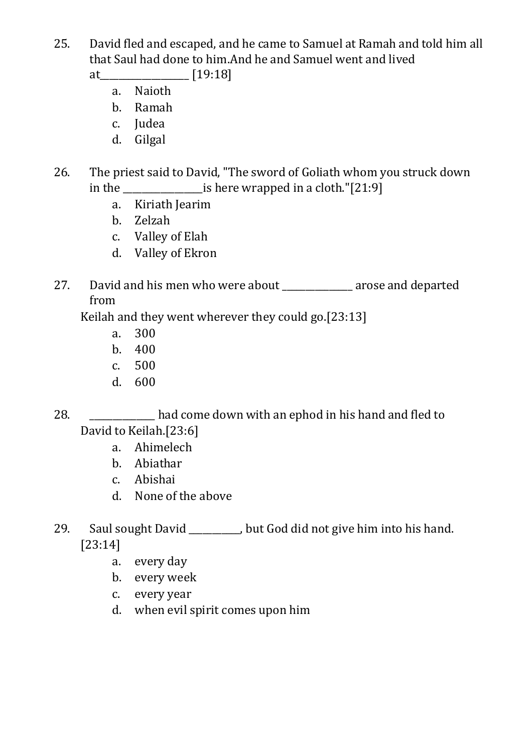25. David fled and escaped, and he came to Samuel at Ramah and told him all that Saul had done to him.And he and Samuel went and lived at__________________ [19:18]

    a. Naioth
    b. Ramah
    c. Judea
    d. Gilgal

26. The priest said to David, "The sword of Goliath whom you struck down in the ________________is here wrapped in a cloth."[21:9]

    a. Kiriath Jearim
    b. Zelzah
    c. Valley of Elah
    d. Valley of Ekron

27. David and his men who were about _______________ arose and departed from Keilah and they went wherever they could go.[23:13]

    a. 300
    b. 400
    c. 500
    d. 600

28. ______________ had come down with an ephod in his hand and fled to David to Keilah.[23:6]

    a. Ahimelech
    b. Abiathar
    c. Abishai
    d. None of the above

29. Saul sought David ___________, but God did not give him into his hand. [23:14]

    a. every day
    b. every week
    c. every year
    d. when evil spirit comes upon him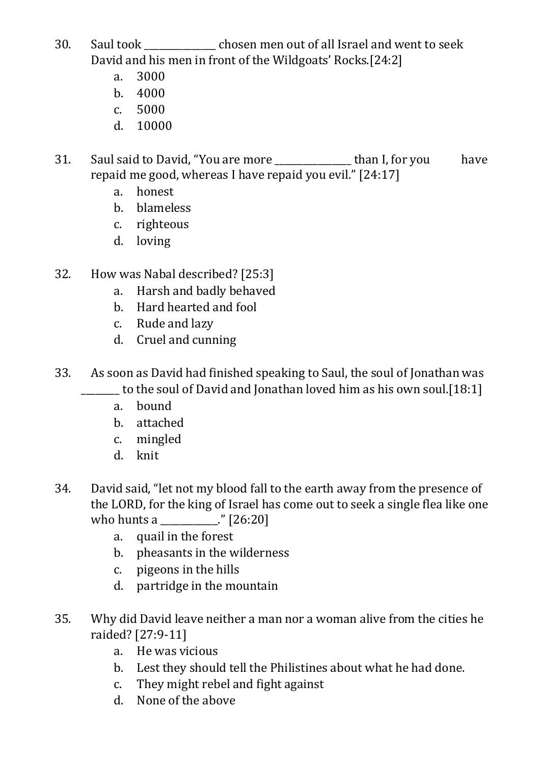30. Saul took ______________ chosen men out of all Israel and went to seek David and his men in front of the Wildgoats' Rocks.[24:2]
    a. 3000
    b. 4000
    c. 5000
    d. 10000

31. Saul said to David, "You are more _______________ than I, for you have repaid me good, whereas I have repaid you evil." [24:17]
    a. honest
    b. blameless
    c. righteous
    d. loving

32. How was Nabal described? [25:3]
    a. Harsh and badly behaved
    b. Hard hearted and fool
    c. Rude and lazy
    d. Cruel and cunning

33. As soon as David had finished speaking to Saul, the soul of Jonathan was ________ to the soul of David and Jonathan loved him as his own soul.[18:1]
    a. bound
    b. attached
    c. mingled
    d. knit

34. David said, "let not my blood fall to the earth away from the presence of the LORD, for the king of Israel has come out to seek a single flea like one who hunts a ___________." [26:20]
    a. quail in the forest
    b. pheasants in the wilderness
    c. pigeons in the hills
    d. partridge in the mountain

35. Why did David leave neither a man nor a woman alive from the cities he raided? [27:9-11]
    a. He was vicious
    b. Lest they should tell the Philistines about what he had done.
    c. They might rebel and fight against
    d. None of the above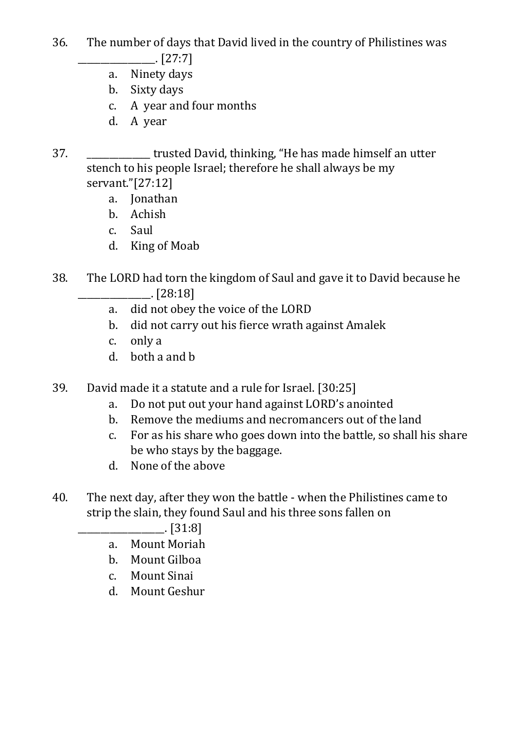36. The number of days that David lived in the country of Philistines was ________________. [27:7]
    a. Ninety days
    b. Sixty days
    c. A year and four months
    d. A year

37. ______________ trusted David, thinking, "He has made himself an utter stench to his people Israel; therefore he shall always be my servant."[27:12]
    a. Jonathan
    b. Achish
    c. Saul
    d. King of Moab

38. The LORD had torn the kingdom of Saul and gave it to David because he _______________. [28:18]
    a. did not obey the voice of the LORD
    b. did not carry out his fierce wrath against Amalek
    c. only a
    d. both a and b

39. David made it a statute and a rule for Israel. [30:25]
    a. Do not put out your hand against LORD's anointed
    b. Remove the mediums and necromancers out of the land
    c. For as his share who goes down into the battle, so shall his share be who stays by the baggage.
    d. None of the above

40. The next day, after they won the battle - when the Philistines came to strip the slain, they found Saul and his three sons fallen on __________________. [31:8]
    a. Mount Moriah
    b. Mount Gilboa
    c. Mount Sinai
    d. Mount Geshur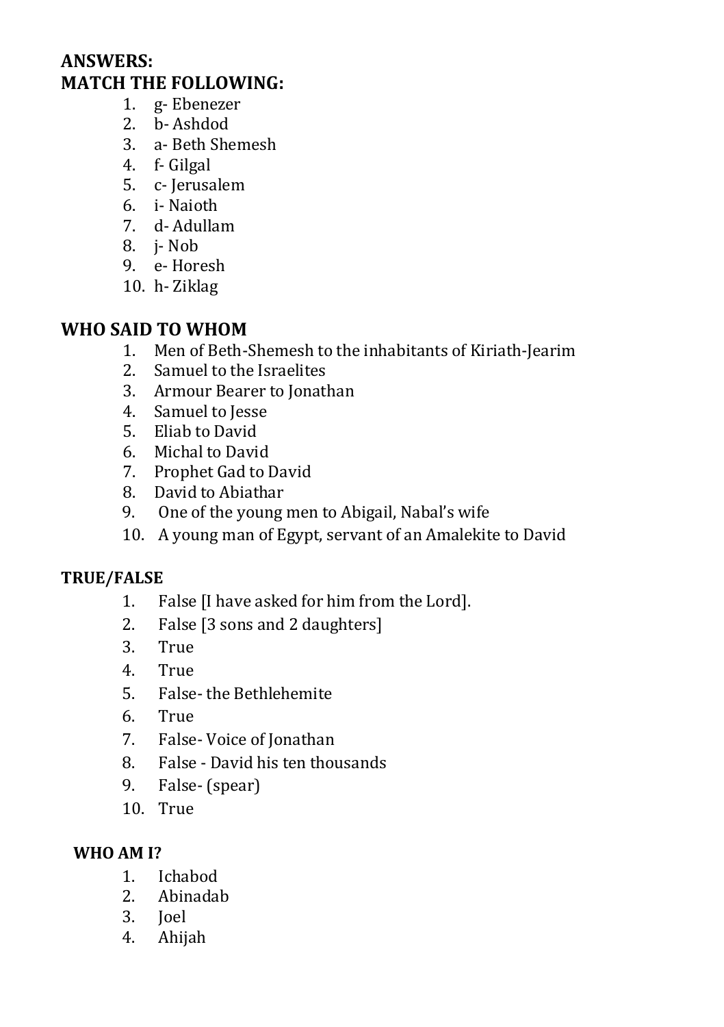**ANSWERS:**
**MATCH THE FOLLOWING:**

1. g- Ebenezer
2. b- Ashdod
3. a- Beth Shemesh
4. f- Gilgal
5. c- Jerusalem
6. i- Naioth
7. d- Adullam
8. j- Nob
9. e- Horesh
10. h- Ziklag

**WHO SAID TO WHOM**

1. Men of Beth-Shemesh to the inhabitants of Kiriath-Jearim
2. Samuel to the Israelites
3. Armour Bearer to Jonathan
4. Samuel to Jesse
5. Eliab to David
6. Michal to David
7. Prophet Gad to David
8. David to Abiathar
9. One of the young men to Abigail, Nabal's wife
10. A young man of Egypt, servant of an Amalekite to David

**TRUE/FALSE**

1. False [I have asked for him from the Lord].
2. False [3 sons and 2 daughters]
3. True
4. True
5. False- the Bethlehemite
6. True
7. False- Voice of Jonathan
8. False - David his ten thousands
9. False- (spear)
10. True

**WHO AM I?**

1. Ichabod
2. Abinadab
3. Joel
4. Ahijah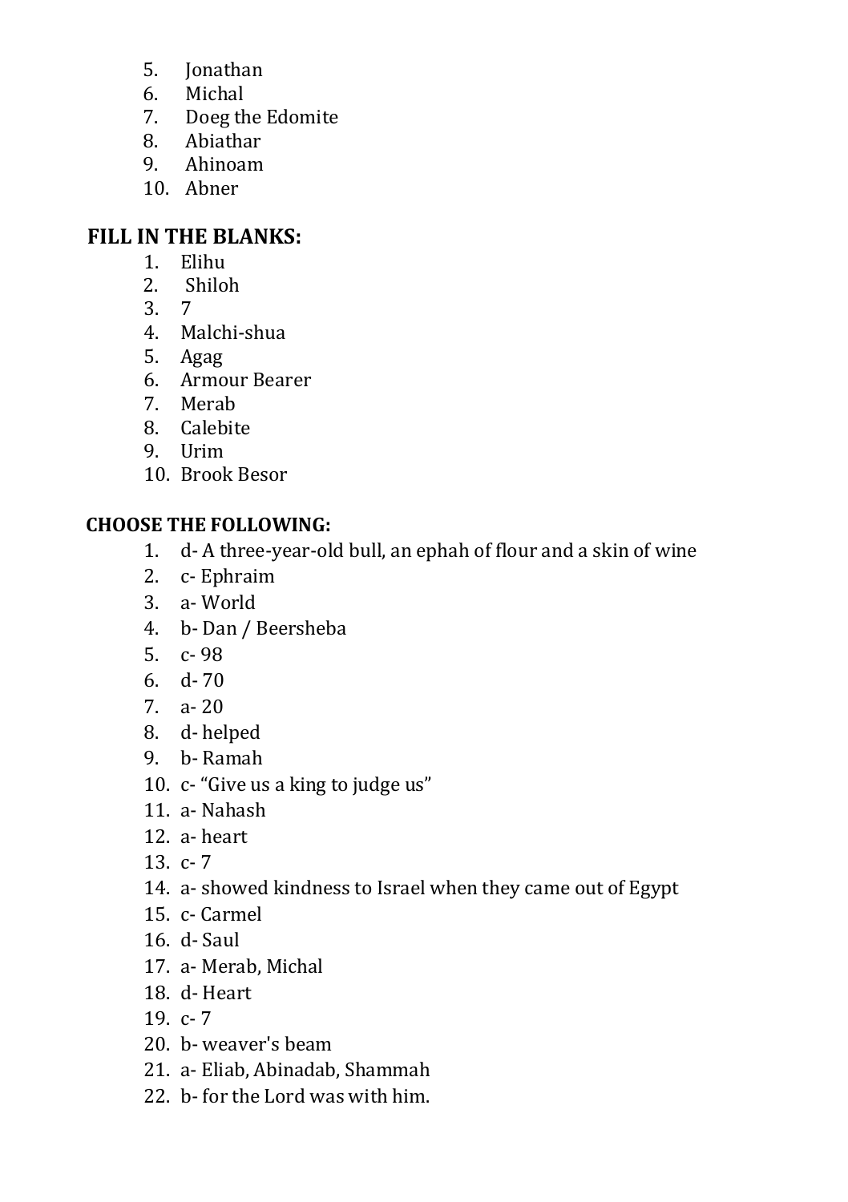5. Jonathan
6. Michal
7. Doeg the Edomite
8. Abiathar
9. Ahinoam
10. Abner

## FILL IN THE BLANKS:

1. Elihu
2. Shiloh
3. 7
4. Malchi-shua
5. Agag
6. Armour Bearer
7. Merab
8. Calebite
9. Urim
10. Brook Besor

## CHOOSE THE FOLLOWING:

1. d- A three-year-old bull, an ephah of flour and a skin of wine
2. c- Ephraim
3. a- World
4. b- Dan / Beersheba
5. c- 98
6. d- 70
7. a- 20
8. d- helped
9. b- Ramah
10. c- “Give us a king to judge us”
11. a- Nahash
12. a- heart
13. c- 7
14. a- showed kindness to Israel when they came out of Egypt
15. c- Carmel
16. d- Saul
17. a- Merab, Michal
18. d- Heart
19. c- 7
20. b- weaver's beam
21. a- Eliab, Abinadab, Shammah
22. b- for the Lord was with him.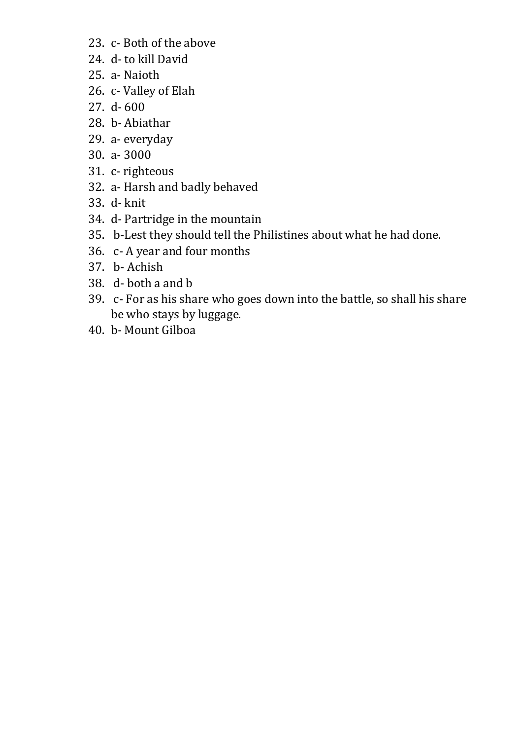23. c- Both of the above
24. d- to kill David
25. a- Naioth
26. c- Valley of Elah
27. d- 600
28. b- Abiathar
29. a- everyday
30. a- 3000
31. c- righteous
32. a- Harsh and badly behaved
33. d- knit
34. d- Partridge in the mountain
35. b-Lest they should tell the Philistines about what he had done.
36. c- A year and four months
37. b- Achish
38. d- both a and b
39. c- For as his share who goes down into the battle, so shall his share be who stays by luggage.
40. b- Mount Gilboa